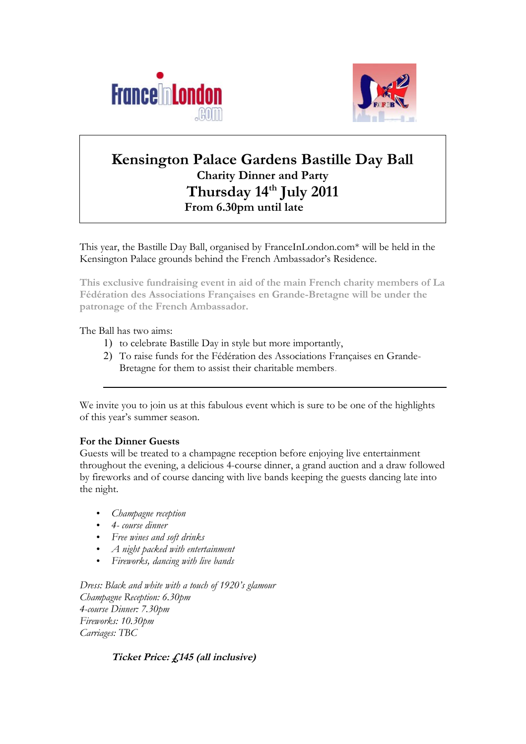# Kensington Palace Gardens Bastille Day Ball

**Charity Dinner and Party**

**Thursday 14th July 2011**

**From 6.30pm until late**

This year, the Bastille Day Ball, organised by FranceInLondon.com* will be held in the Kensington Palace grounds behind the French Ambassador's Residence.

**This exclusive fundraising event in aid of the main French charity members of La Fédération des Associations Françaises en Grande-Bretagne will be under the patronage of the French Ambassador.**

The Ball has two aims:

1) to celebrate Bastille Day in style but more importantly,
2) To raise funds for the Fédération des Associations Françaises en Grande-Bretagne for them to assist their charitable members.

---

We invite you to join us at this fabulous event which is sure to be one of the highlights of this year's summer season.

**For the Dinner Guests**

Guests will be treated to a champagne reception before enjoying live entertainment throughout the evening, a delicious 4-course dinner, a grand auction and a draw followed by fireworks and of course dancing with live bands keeping the guests dancing late into the night.

- *Champagne reception*
- *4- course dinner*
- *Free wines and soft drinks*
- *A night packed with entertainment*
- *Fireworks, dancing with live bands*

*Dress: Black and white with a touch of 1920's glamour*
*Champagne Reception: 6.30pm*
*4-course Dinner: 7.30pm*
*Fireworks: 10.30pm*
*Carriages: TBC*

***Ticket Price: £145 (all inclusive)***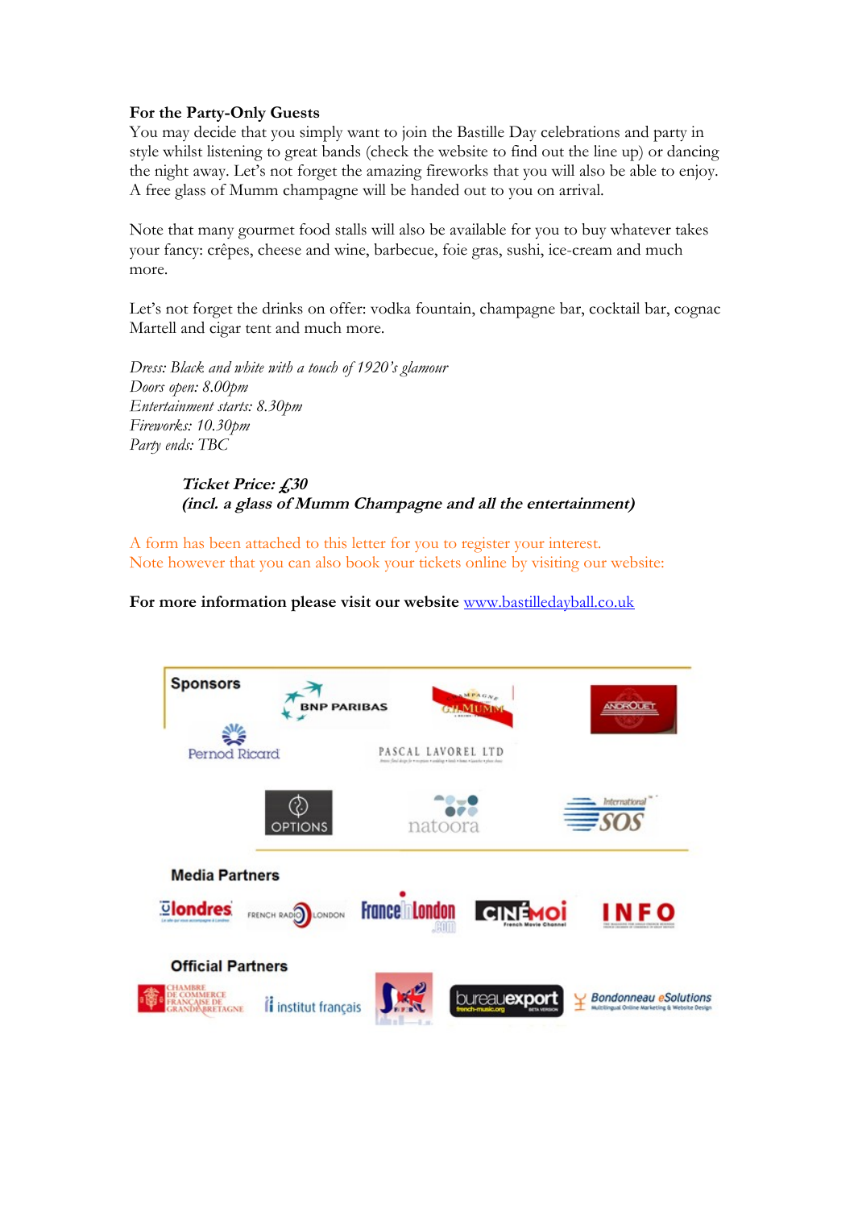**For the Party-Only Guests**

You may decide that you simply want to join the Bastille Day celebrations and party in style whilst listening to great bands (check the website to find out the line up) or dancing the night away. Let's not forget the amazing fireworks that you will also be able to enjoy. A free glass of Mumm champagne will be handed out to you on arrival.

Note that many gourmet food stalls will also be available for you to buy whatever takes your fancy: crêpes, cheese and wine, barbecue, foie gras, sushi, ice-cream and much more.

Let's not forget the drinks on offer: vodka fountain, champagne bar, cocktail bar, cognac Martell and cigar tent and much more.

*Dress: Black and white with a touch of 1920's glamour*
*Doors open: 8.00pm*
*Entertainment starts: 8.30pm*
*Fireworks: 10.30pm*
*Party ends: TBC*

***Ticket Price: £30***
***(incl. a glass of Mumm Champagne and all the entertainment)***

A form has been attached to this letter for you to register your interest.
Note however that you can also book your tickets online by visiting our website:

**For more information please visit our website** www.bastilledayball.co.uk

**Sponsors**

BNP PARIBAS, G.H. MUMM, ANDROUET, Pernod Ricard, PASCAL LAVOREL LTD, OPTIONS, natoora, International SOS

**Media Partners**

londres, FRENCH RADIO LONDON, France in London .com, CINÉMOI French Movie Channel, INFO

**Official Partners**

CHAMBRE DE COMMERCE FRANÇAISE DE GRANDE-BRETAGNE, institut français, bureauexport french-music.org, Bondonneau eSolutions Multilingual Online Marketing & Website Design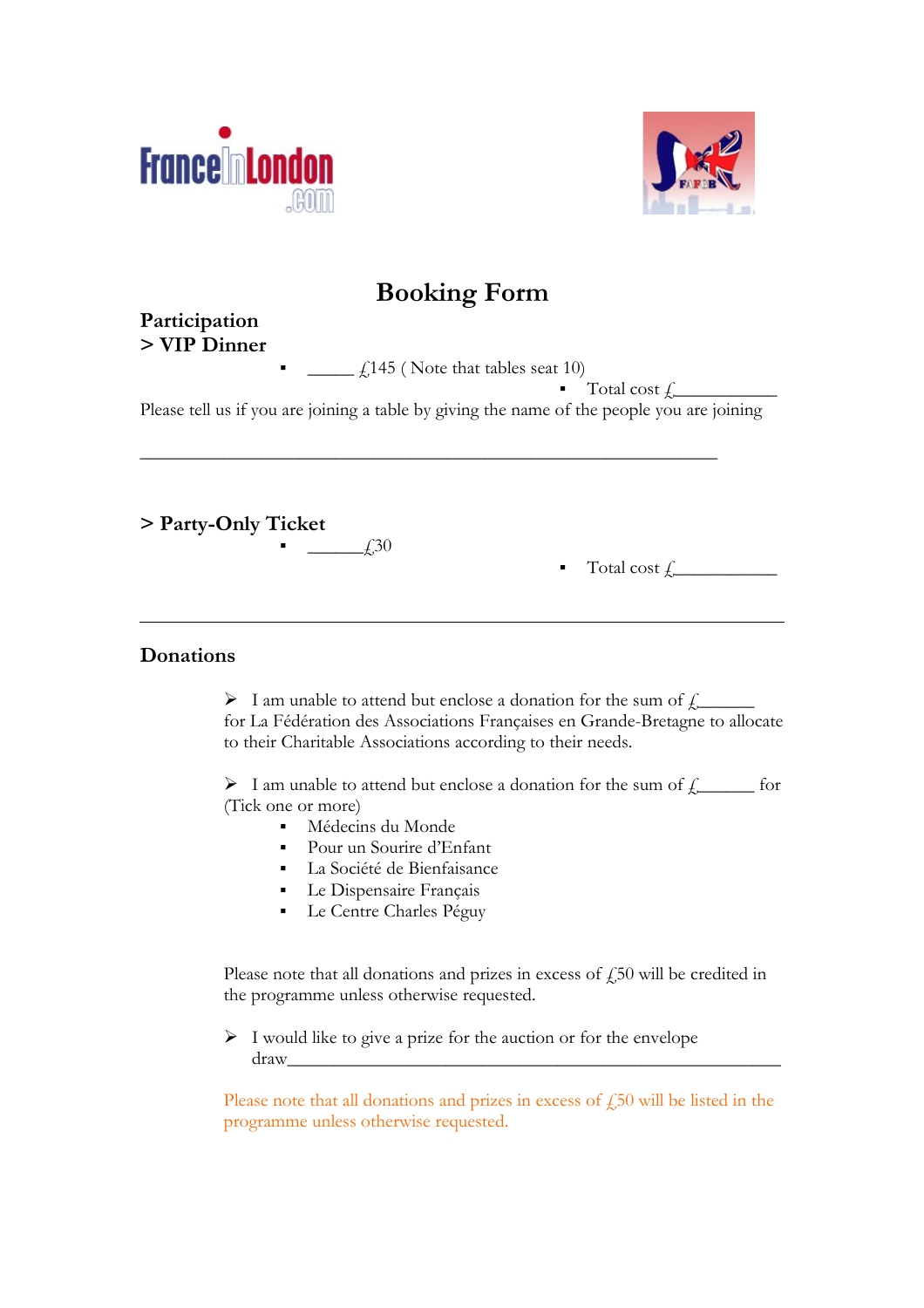# Booking Form

**Participation**

**> VIP Dinner**

- _____ £145 ( Note that tables seat 10)
  - Total cost £___________

Please tell us if you are joining a table by giving the name of the people you are joining

______________________________________________________________

**> Party-Only Ticket**

- ______£30
  - Total cost £___________

---

## Donations

- I am unable to attend but enclose a donation for the sum of £______ for La Fédération des Associations Françaises en Grande-Bretagne to allocate to their Charitable Associations according to their needs.

- I am unable to attend but enclose a donation for the sum of £______ for (Tick one or more)
  - Médecins du Monde
  - Pour un Sourire d'Enfant
  - La Société de Bienfaisance
  - Le Dispensaire Français
  - Le Centre Charles Péguy

Please note that all donations and prizes in excess of £50 will be credited in the programme unless otherwise requested.

- I would like to give a prize for the auction or for the envelope draw_________________________________________________________

Please note that all donations and prizes in excess of £50 will be listed in the programme unless otherwise requested.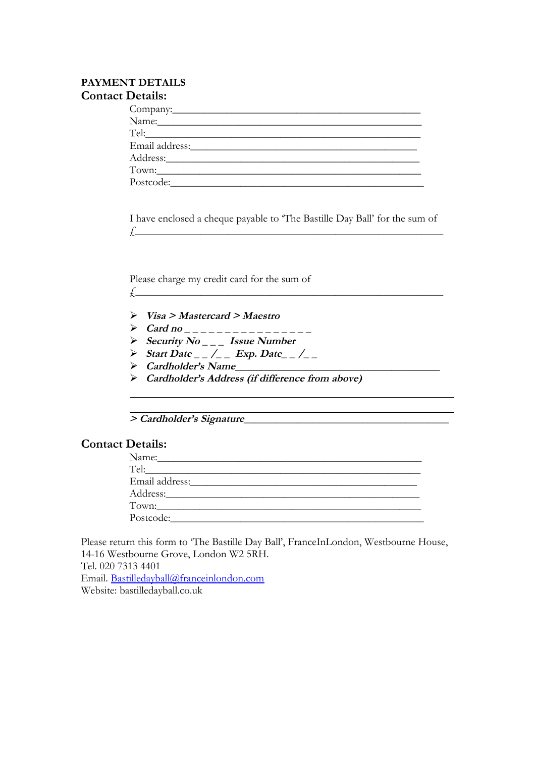**PAYMENT DETAILS**

## Contact Details:

Company:_______________________________________________

Name:_________________________________________________

Tel:___________________________________________________

Email address:___________________________________________

Address:_______________________________________________

Town:_________________________________________________

Postcode:_______________________________________________

I have enclosed a cheque payable to 'The Bastille Day Ball' for the sum of £_____________________________________________________________

Please charge my credit card for the sum of £_____________________________________________________________

- ***Visa > Mastercard > Maestro***
- ***Card no*** _ _ _ _ _ _ _ _ _ _ _ _ _ _ _ _
- ***Security No*** _ _ _ ***Issue Number***
- ***Start Date*** _ _ /_ _ ***Exp. Date***_ _ /_ _
- ***Cardholder's Name***_____________________________________
- ***Cardholder's Address (if difference from above)***

_____________________________________________________________

_____________________________________________________________

***> Cardholder's Signature***_____________________________________

## Contact Details:

Name:_________________________________________________

Tel:___________________________________________________

Email address:___________________________________________

Address:_______________________________________________

Town:_________________________________________________

Postcode:_______________________________________________

Please return this form to 'The Bastille Day Ball', FranceInLondon, Westbourne House, 14-16 Westbourne Grove, London W2 5RH.
Tel. 020 7313 4401
Email. Bastilledayball@franceinlondon.com
Website: bastilledayball.co.uk